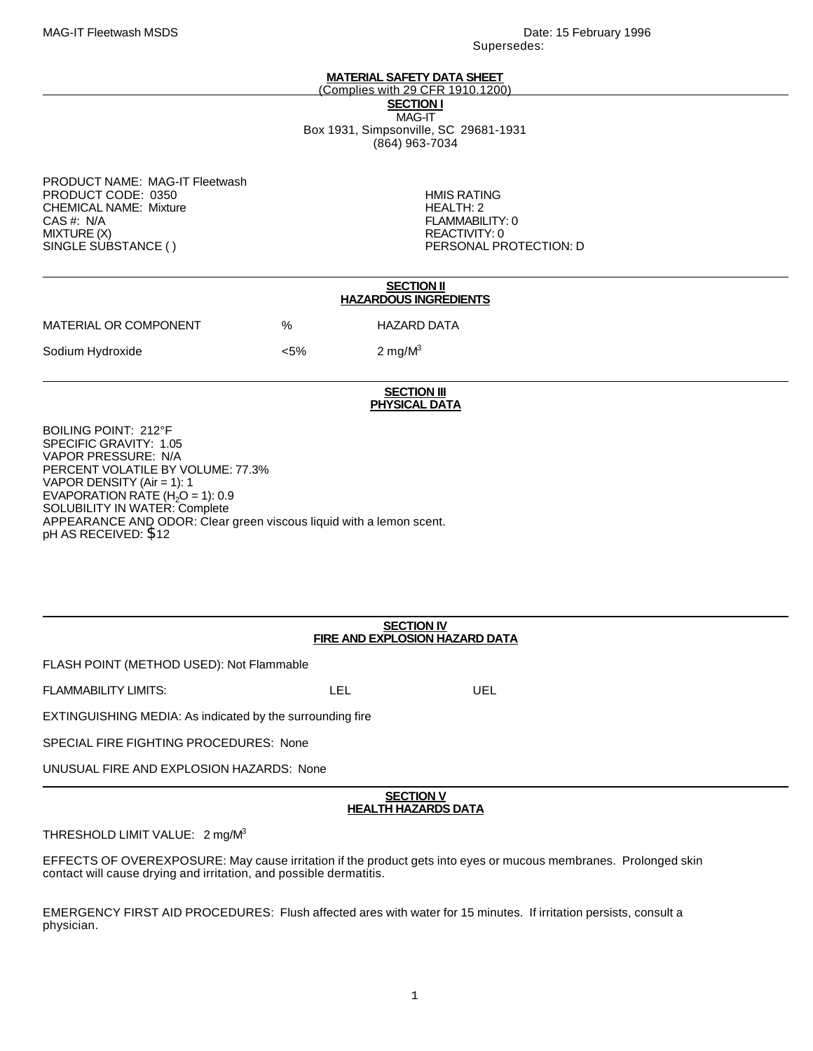MAG-IT Fleetwash MSDS

Date: 15 February 1996
Supersedes:

# MATERIAL SAFETY DATA SHEET

(Complies with 29 CFR 1910.1200)

## SECTION I

MAG-IT
Box 1931, Simpsonville, SC 29681-1931
(864) 963-7034

PRODUCT NAME: MAG-IT Fleetwash
PRODUCT CODE: 0350
CHEMICAL NAME: Mixture
CAS #: N/A
MIXTURE (X)
SINGLE SUBSTANCE ( )

HMIS RATING
HEALTH: 2
FLAMMABILITY: 0
REACTIVITY: 0
PERSONAL PROTECTION: D

## SECTION II
## HAZARDOUS INGREDIENTS

| MATERIAL OR COMPONENT | % | HAZARD DATA |
|---|---|---|
| Sodium Hydroxide | <5% | 2 mg/M$^3$ |

## SECTION III
## PHYSICAL DATA

BOILING POINT: 212°F
SPECIFIC GRAVITY: 1.05
VAPOR PRESSURE: N/A
PERCENT VOLATILE BY VOLUME: 77.3%
VAPOR DENSITY (Air = 1): 1
EVAPORATION RATE ($H_2O$ = 1): 0.9
SOLUBILITY IN WATER: Complete
APPEARANCE AND ODOR: Clear green viscous liquid with a lemon scent.
pH AS RECEIVED: $12

## SECTION IV
## FIRE AND EXPLOSION HAZARD DATA

FLASH POINT (METHOD USED): Not Flammable

FLAMMABILITY LIMITS: LEL UEL

EXTINGUISHING MEDIA: As indicated by the surrounding fire

SPECIAL FIRE FIGHTING PROCEDURES: None

UNUSUAL FIRE AND EXPLOSION HAZARDS: None

## SECTION V
## HEALTH HAZARDS DATA

THRESHOLD LIMIT VALUE: 2 mg/M$^3$

EFFECTS OF OVEREXPOSURE: May cause irritation if the product gets into eyes or mucous membranes. Prolonged skin contact will cause drying and irritation, and possible dermatitis.

EMERGENCY FIRST AID PROCEDURES: Flush affected ares with water for 15 minutes. If irritation persists, consult a physician.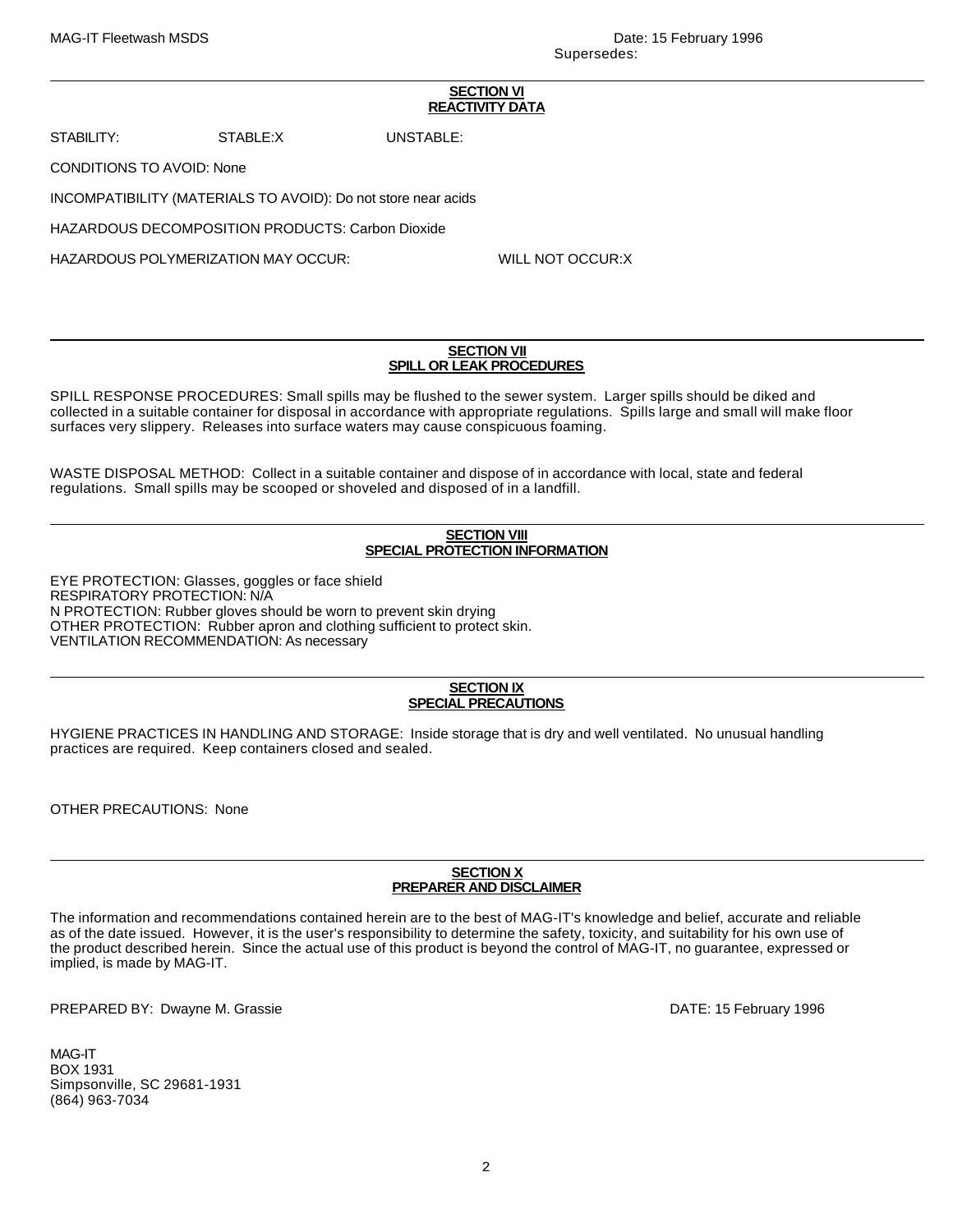## SECTION VI
## REACTIVITY DATA

STABILITY: STABLE:X UNSTABLE:

CONDITIONS TO AVOID: None

INCOMPATIBILITY (MATERIALS TO AVOID): Do not store near acids

HAZARDOUS DECOMPOSITION PRODUCTS: Carbon Dioxide

HAZARDOUS POLYMERIZATION MAY OCCUR: WILL NOT OCCUR:X

## SECTION VII
## SPILL OR LEAK PROCEDURES

SPILL RESPONSE PROCEDURES: Small spills may be flushed to the sewer system. Larger spills should be diked and collected in a suitable container for disposal in accordance with appropriate regulations. Spills large and small will make floor surfaces very slippery. Releases into surface waters may cause conspicuous foaming.

WASTE DISPOSAL METHOD: Collect in a suitable container and dispose of in accordance with local, state and federal regulations. Small spills may be scooped or shoveled and disposed of in a landfill.

## SECTION VIII
## SPECIAL PROTECTION INFORMATION

EYE PROTECTION: Glasses, goggles or face shield
RESPIRATORY PROTECTION: N/A
N PROTECTION: Rubber gloves should be worn to prevent skin drying
OTHER PROTECTION: Rubber apron and clothing sufficient to protect skin.
VENTILATION RECOMMENDATION: As necessary

## SECTION IX
## SPECIAL PRECAUTIONS

HYGIENE PRACTICES IN HANDLING AND STORAGE: Inside storage that is dry and well ventilated. No unusual handling practices are required. Keep containers closed and sealed.

OTHER PRECAUTIONS: None

## SECTION X
## PREPARER AND DISCLAIMER

The information and recommendations contained herein are to the best of MAG-IT's knowledge and belief, accurate and reliable as of the date issued. However, it is the user's responsibility to determine the safety, toxicity, and suitability for his own use of the product described herein. Since the actual use of this product is beyond the control of MAG-IT, no guarantee, expressed or implied, is made by MAG-IT.

PREPARED BY: Dwayne M. Grassie DATE: 15 February 1996

MAG-IT
BOX 1931
Simpsonville, SC 29681-1931
(864) 963-7034